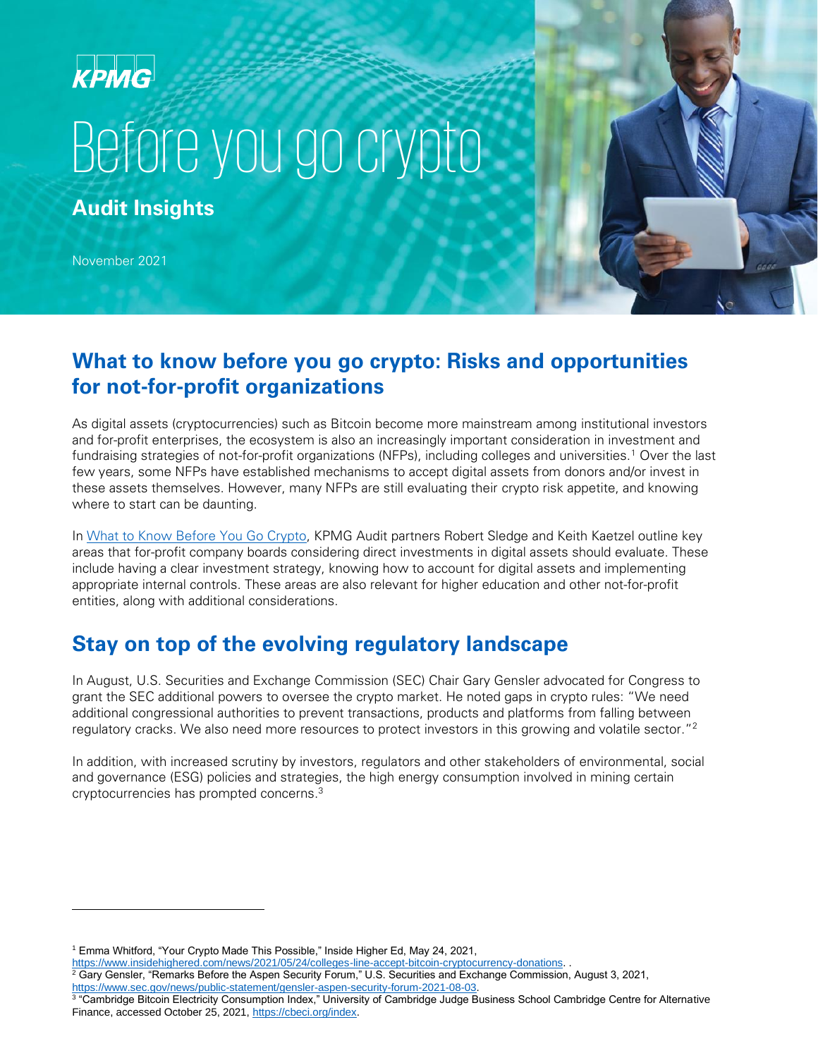KPMG

# Before you go crypto

**Audit Insights**

November 2021

## What to know before you go crypto: Risks and opportunities for not-for-profit organizations

As digital assets (cryptocurrencies) such as Bitcoin become more mainstream among institutional investors and for-profit enterprises, the ecosystem is also an increasingly important consideration in investment and fundraising strategies of not-for-profit organizations (NFPs), including colleges and universities.[1] Over the last few years, some NFPs have established mechanisms to accept digital assets from donors and/or invest in these assets themselves. However, many NFPs are still evaluating their crypto risk appetite, and knowing where to start can be daunting.

In What to Know Before You Go Crypto, KPMG Audit partners Robert Sledge and Keith Kaetzel outline key areas that for-profit company boards considering direct investments in digital assets should evaluate. These include having a clear investment strategy, knowing how to account for digital assets and implementing appropriate internal controls. These areas are also relevant for higher education and other not-for-profit entities, along with additional considerations.

## Stay on top of the evolving regulatory landscape

In August, U.S. Securities and Exchange Commission (SEC) Chair Gary Gensler advocated for Congress to grant the SEC additional powers to oversee the crypto market. He noted gaps in crypto rules: "We need additional congressional authorities to prevent transactions, products and platforms from falling between regulatory cracks. We also need more resources to protect investors in this growing and volatile sector."[2]

In addition, with increased scrutiny by investors, regulators and other stakeholders of environmental, social and governance (ESG) policies and strategies, the high energy consumption involved in mining certain cryptocurrencies has prompted concerns.[3]

---

[1] Emma Whitford, "Your Crypto Made This Possible," Inside Higher Ed, May 24, 2021, https://www.insidehighered.com/news/2021/05/24/colleges-line-accept-bitcoin-cryptocurrency-donations. .

[2] Gary Gensler, "Remarks Before the Aspen Security Forum," U.S. Securities and Exchange Commission, August 3, 2021, https://www.sec.gov/news/public-statement/gensler-aspen-security-forum-2021-08-03.

[3] "Cambridge Bitcoin Electricity Consumption Index," University of Cambridge Judge Business School Cambridge Centre for Alternative Finance, accessed October 25, 2021, https://cbeci.org/index.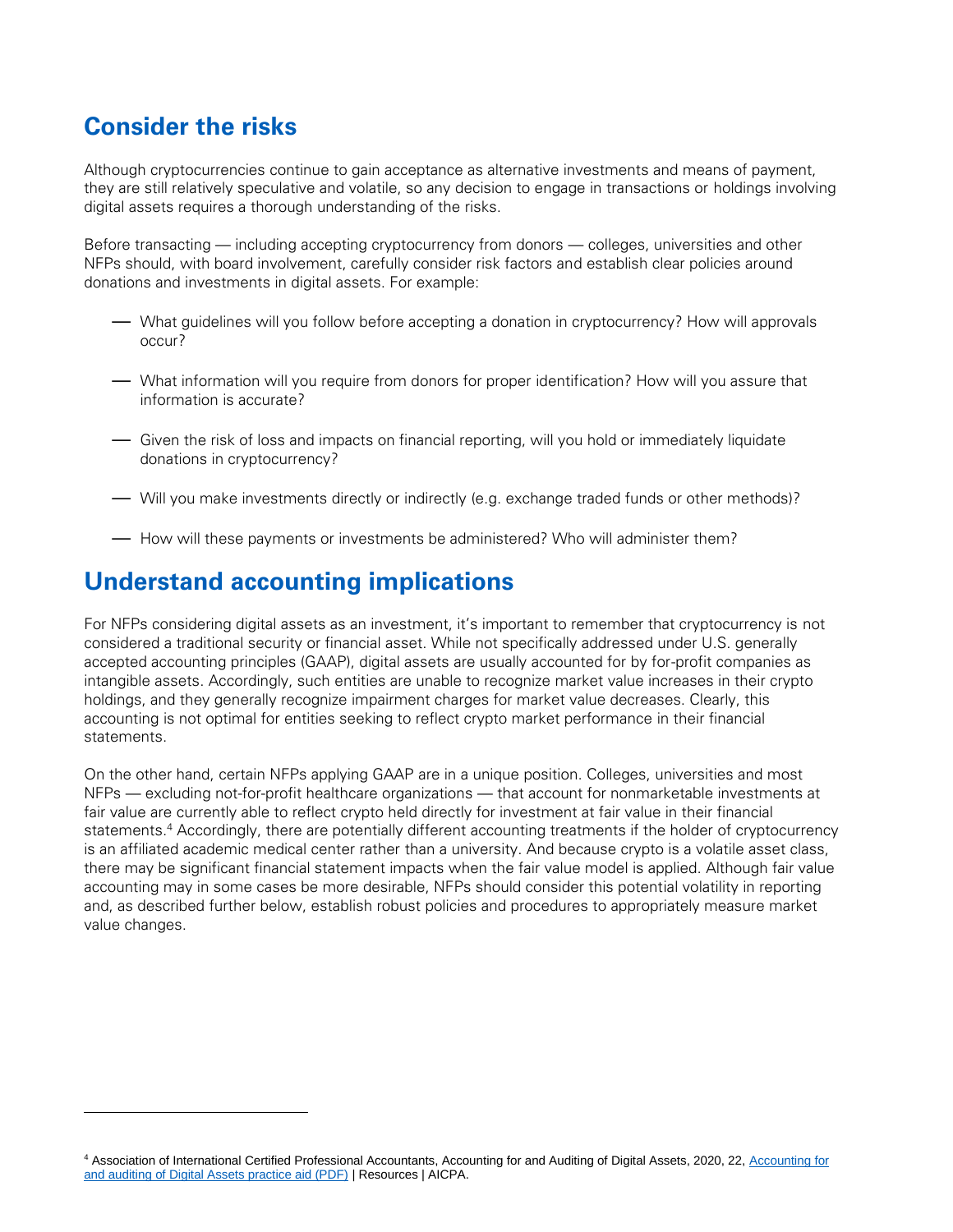## Consider the risks

Although cryptocurrencies continue to gain acceptance as alternative investments and means of payment, they are still relatively speculative and volatile, so any decision to engage in transactions or holdings involving digital assets requires a thorough understanding of the risks.

Before transacting — including accepting cryptocurrency from donors — colleges, universities and other NFPs should, with board involvement, carefully consider risk factors and establish clear policies around donations and investments in digital assets. For example:

- What guidelines will you follow before accepting a donation in cryptocurrency? How will approvals occur?
- What information will you require from donors for proper identification? How will you assure that information is accurate?
- Given the risk of loss and impacts on financial reporting, will you hold or immediately liquidate donations in cryptocurrency?
- Will you make investments directly or indirectly (e.g. exchange traded funds or other methods)?
- How will these payments or investments be administered? Who will administer them?

## Understand accounting implications

For NFPs considering digital assets as an investment, it's important to remember that cryptocurrency is not considered a traditional security or financial asset. While not specifically addressed under U.S. generally accepted accounting principles (GAAP), digital assets are usually accounted for by for-profit companies as intangible assets. Accordingly, such entities are unable to recognize market value increases in their crypto holdings, and they generally recognize impairment charges for market value decreases. Clearly, this accounting is not optimal for entities seeking to reflect crypto market performance in their financial statements.

On the other hand, certain NFPs applying GAAP are in a unique position. Colleges, universities and most NFPs — excluding not-for-profit healthcare organizations — that account for nonmarketable investments at fair value are currently able to reflect crypto held directly for investment at fair value in their financial statements.[4] Accordingly, there are potentially different accounting treatments if the holder of cryptocurrency is an affiliated academic medical center rather than a university. And because crypto is a volatile asset class, there may be significant financial statement impacts when the fair value model is applied. Although fair value accounting may in some cases be more desirable, NFPs should consider this potential volatility in reporting and, as described further below, establish robust policies and procedures to appropriately measure market value changes.

---

[4] Association of International Certified Professional Accountants, Accounting for and Auditing of Digital Assets, 2020, 22, Accounting for and auditing of Digital Assets practice aid (PDF) | Resources | AICPA.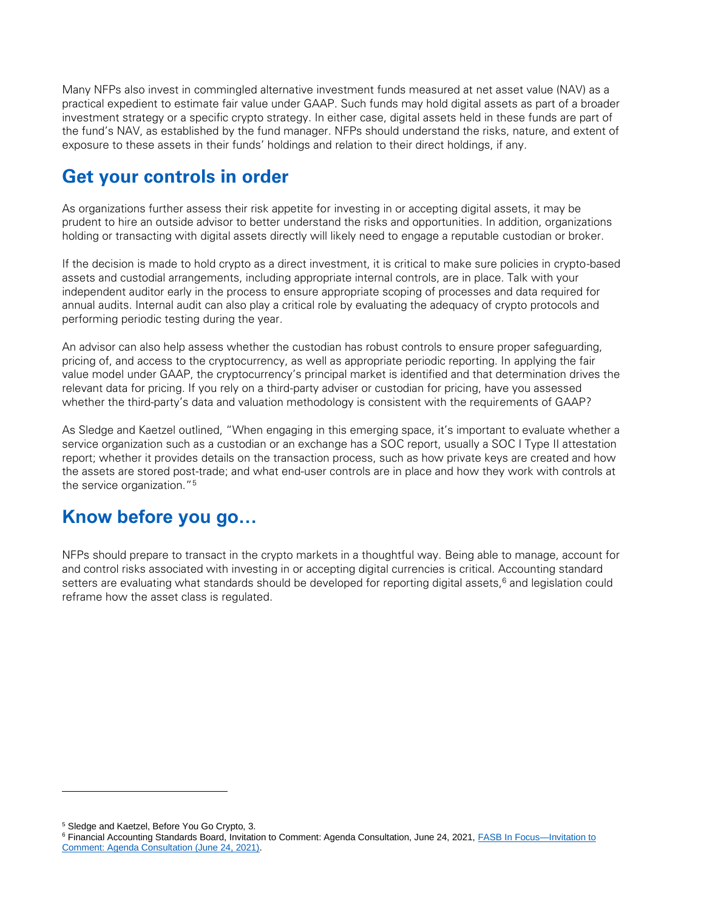Many NFPs also invest in commingled alternative investment funds measured at net asset value (NAV) as a practical expedient to estimate fair value under GAAP. Such funds may hold digital assets as part of a broader investment strategy or a specific crypto strategy. In either case, digital assets held in these funds are part of the fund's NAV, as established by the fund manager. NFPs should understand the risks, nature, and extent of exposure to these assets in their funds' holdings and relation to their direct holdings, if any.

## Get your controls in order

As organizations further assess their risk appetite for investing in or accepting digital assets, it may be prudent to hire an outside advisor to better understand the risks and opportunities. In addition, organizations holding or transacting with digital assets directly will likely need to engage a reputable custodian or broker.

If the decision is made to hold crypto as a direct investment, it is critical to make sure policies in crypto-based assets and custodial arrangements, including appropriate internal controls, are in place. Talk with your independent auditor early in the process to ensure appropriate scoping of processes and data required for annual audits. Internal audit can also play a critical role by evaluating the adequacy of crypto protocols and performing periodic testing during the year.

An advisor can also help assess whether the custodian has robust controls to ensure proper safeguarding, pricing of, and access to the cryptocurrency, as well as appropriate periodic reporting. In applying the fair value model under GAAP, the cryptocurrency's principal market is identified and that determination drives the relevant data for pricing. If you rely on a third-party adviser or custodian for pricing, have you assessed whether the third-party's data and valuation methodology is consistent with the requirements of GAAP?

As Sledge and Kaetzel outlined, "When engaging in this emerging space, it's important to evaluate whether a service organization such as a custodian or an exchange has a SOC report, usually a SOC I Type II attestation report; whether it provides details on the transaction process, such as how private keys are created and how the assets are stored post-trade; and what end-user controls are in place and how they work with controls at the service organization."[5]

## Know before you go…

NFPs should prepare to transact in the crypto markets in a thoughtful way. Being able to manage, account for and control risks associated with investing in or accepting digital currencies is critical. Accounting standard setters are evaluating what standards should be developed for reporting digital assets,[6] and legislation could reframe how the asset class is regulated.

---

[5] Sledge and Kaetzel, Before You Go Crypto, 3.

[6] Financial Accounting Standards Board, Invitation to Comment: Agenda Consultation, June 24, 2021, [FASB In Focus—Invitation to Comment: Agenda Consultation (June 24, 2021)](FASB In Focus—Invitation to Comment: Agenda Consultation (June 24, 2021)).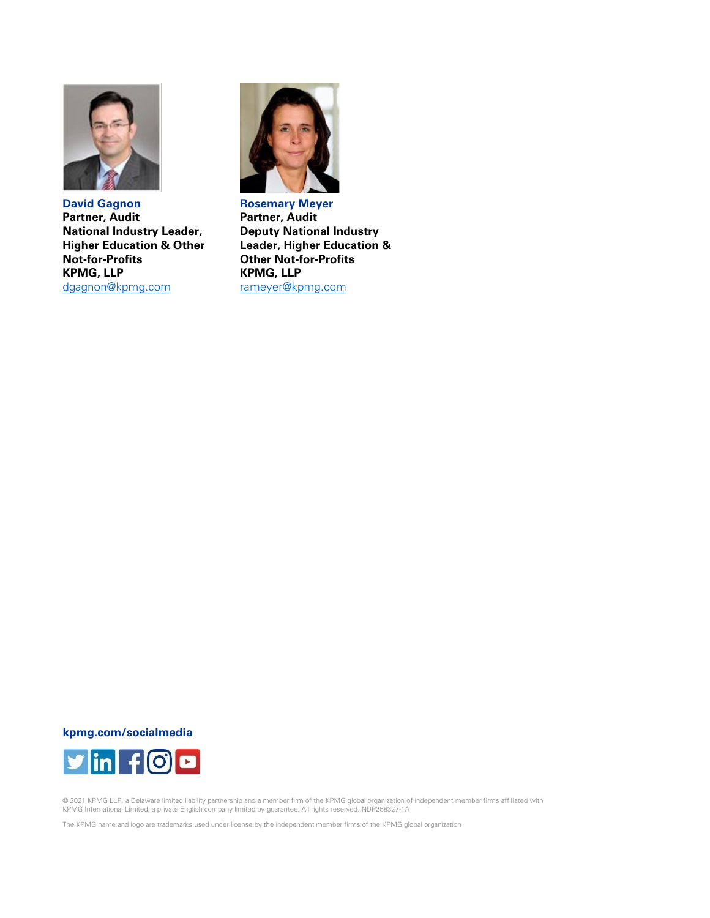**David Gagnon**
**Partner, Audit**
**National Industry Leader, Higher Education & Other Not-for-Profits**
**KPMG, LLP**
dgagnon@kpmg.com

**Rosemary Meyer**
**Partner, Audit**
**Deputy National Industry Leader, Higher Education & Other Not-for-Profits**
**KPMG, LLP**
rameyer@kpmg.com

**kpmg.com/socialmedia**

© 2021 KPMG LLP, a Delaware limited liability partnership and a member firm of the KPMG global organization of independent member firms affiliated with KPMG International Limited, a private English company limited by guarantee. All rights reserved. NDP258327-1A

The KPMG name and logo are trademarks used under license by the independent member firms of the KPMG global organization